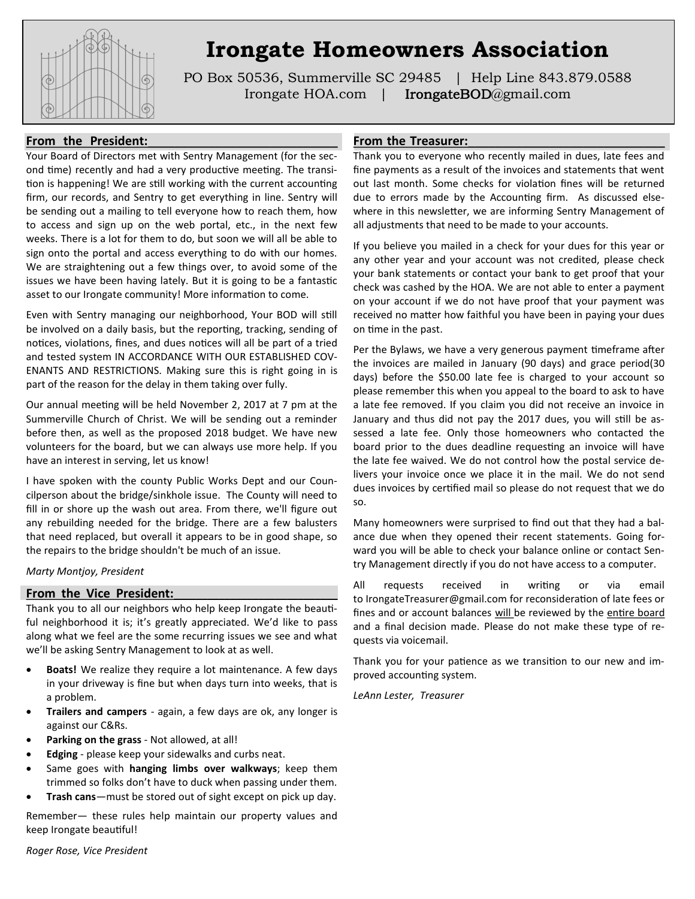# Irongate Homeowners Association

PO Box 50536, Summerville SC 29485 | Help Line 843.879.0588
Irongate HOA.com | IrongateBOD@gmail.com

## From the President:

Your Board of Directors met with Sentry Management (for the second time) recently and had a very productive meeting. The transition is happening! We are still working with the current accounting firm, our records, and Sentry to get everything in line. Sentry will be sending out a mailing to tell everyone how to reach them, how to access and sign up on the web portal, etc., in the next few weeks. There is a lot for them to do, but soon we will all be able to sign onto the portal and access everything to do with our homes. We are straightening out a few things over, to avoid some of the issues we have been having lately. But it is going to be a fantastic asset to our Irongate community! More information to come.

Even with Sentry managing our neighborhood, Your BOD will still be involved on a daily basis, but the reporting, tracking, sending of notices, violations, fines, and dues notices will all be part of a tried and tested system IN ACCORDANCE WITH OUR ESTABLISHED COVENANTS AND RESTRICTIONS. Making sure this is right going in is part of the reason for the delay in them taking over fully.

Our annual meeting will be held November 2, 2017 at 7 pm at the Summerville Church of Christ. We will be sending out a reminder before then, as well as the proposed 2018 budget. We have new volunteers for the board, but we can always use more help. If you have an interest in serving, let us know!

I have spoken with the county Public Works Dept and our Councilperson about the bridge/sinkhole issue. The County will need to fill in or shore up the wash out area. From there, we'll figure out any rebuilding needed for the bridge. There are a few balusters that need replaced, but overall it appears to be in good shape, so the repairs to the bridge shouldn't be much of an issue.

*Marty Montjoy, President*

## From the Vice President:

Thank you to all our neighbors who help keep Irongate the beautiful neighborhood it is; it's greatly appreciated. We'd like to pass along what we feel are the some recurring issues we see and what we'll be asking Sentry Management to look at as well.

- **Boats!** We realize they require a lot maintenance. A few days in your driveway is fine but when days turn into weeks, that is a problem.
- **Trailers and campers** - again, a few days are ok, any longer is against our C&Rs.
- **Parking on the grass** - Not allowed, at all!
- **Edging** - please keep your sidewalks and curbs neat.
- Same goes with **hanging limbs over walkways**; keep them trimmed so folks don't have to duck when passing under them.
- **Trash cans**—must be stored out of sight except on pick up day.

Remember— these rules help maintain our property values and keep Irongate beautiful!

*Roger Rose, Vice President*

## From the Treasurer:

Thank you to everyone who recently mailed in dues, late fees and fine payments as a result of the invoices and statements that went out last month. Some checks for violation fines will be returned due to errors made by the Accounting firm. As discussed elsewhere in this newsletter, we are informing Sentry Management of all adjustments that need to be made to your accounts.

If you believe you mailed in a check for your dues for this year or any other year and your account was not credited, please check your bank statements or contact your bank to get proof that your check was cashed by the HOA. We are not able to enter a payment on your account if we do not have proof that your payment was received no matter how faithful you have been in paying your dues on time in the past.

Per the Bylaws, we have a very generous payment timeframe after the invoices are mailed in January (90 days) and grace period(30 days) before the $50.00 late fee is charged to your account so please remember this when you appeal to the board to ask to have a late fee removed. If you claim you did not receive an invoice in January and thus did not pay the 2017 dues, you will still be assessed a late fee. Only those homeowners who contacted the board prior to the dues deadline requesting an invoice will have the late fee waived. We do not control how the postal service delivers your invoice once we place it in the mail. We do not send dues invoices by certified mail so please do not request that we do so.

Many homeowners were surprised to find out that they had a balance due when they opened their recent statements. Going forward you will be able to check your balance online or contact Sentry Management directly if you do not have access to a computer.

All requests received in writing or via email to IrongateTreasurer@gmail.com for reconsideration of late fees or fines and or account balances will be reviewed by the entire board and a final decision made. Please do not make these type of requests via voicemail.

Thank you for your patience as we transition to our new and improved accounting system.

*LeAnn Lester, Treasurer*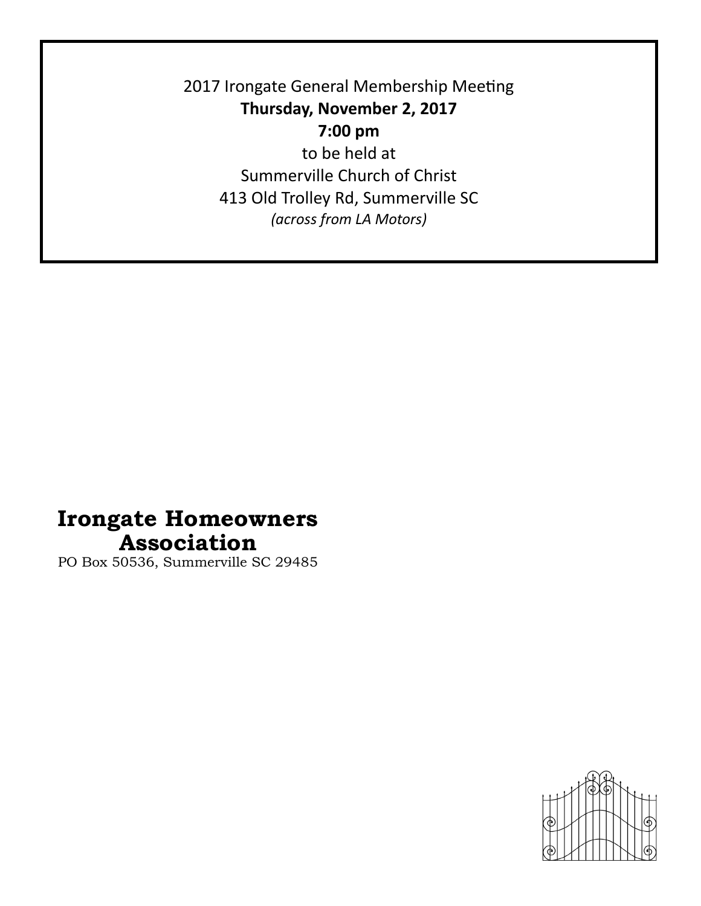2017 Irongate General Membership Meeting
**Thursday, November 2, 2017**
**7:00 pm**
to be held at
Summerville Church of Christ
413 Old Trolley Rd, Summerville SC
*(across from LA Motors)*

**Irongate Homeowners Association**
PO Box 50536, Summerville SC 29485